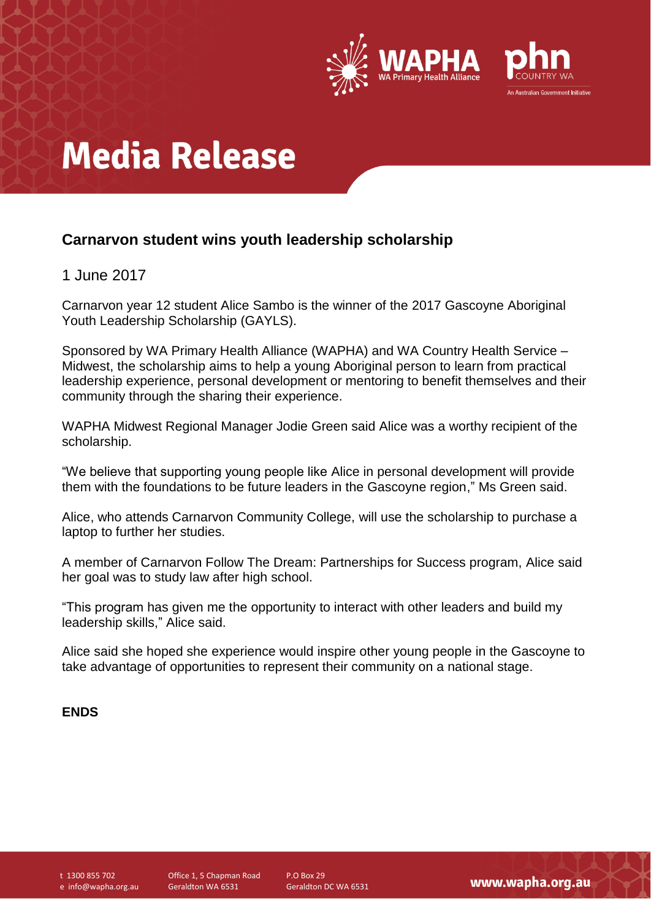# Media Release

## Carnarvon student wins youth leadership scholarship

1 June 2017

Carnarvon year 12 student Alice Sambo is the winner of the 2017 Gascoyne Aboriginal Youth Leadership Scholarship (GAYLS).

Sponsored by WA Primary Health Alliance (WAPHA) and WA Country Health Service – Midwest, the scholarship aims to help a young Aboriginal person to learn from practical leadership experience, personal development or mentoring to benefit themselves and their community through the sharing their experience.

WAPHA Midwest Regional Manager Jodie Green said Alice was a worthy recipient of the scholarship.

"We believe that supporting young people like Alice in personal development will provide them with the foundations to be future leaders in the Gascoyne region," Ms Green said.

Alice, who attends Carnarvon Community College, will use the scholarship to purchase a laptop to further her studies.

A member of Carnarvon Follow The Dream: Partnerships for Success program, Alice said her goal was to study law after high school.

"This program has given me the opportunity to interact with other leaders and build my leadership skills," Alice said.

Alice said she hoped she experience would inspire other young people in the Gascoyne to take advantage of opportunities to represent their community on a national stage.

**ENDS**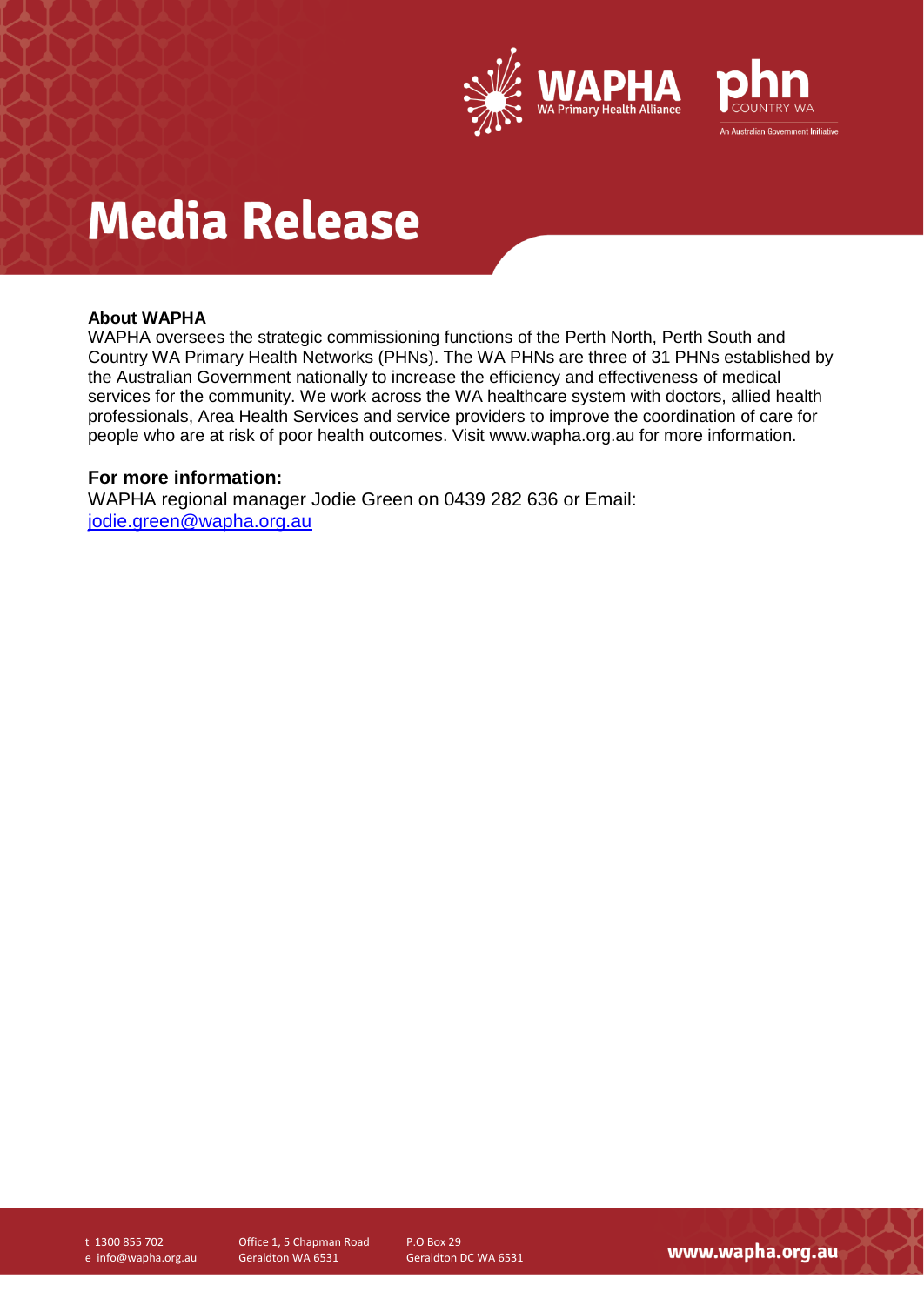# Media Release

**About WAPHA**

WAPHA oversees the strategic commissioning functions of the Perth North, Perth South and Country WA Primary Health Networks (PHNs). The WA PHNs are three of 31 PHNs established by the Australian Government nationally to increase the efficiency and effectiveness of medical services for the community. We work across the WA healthcare system with doctors, allied health professionals, Area Health Services and service providers to improve the coordination of care for people who are at risk of poor health outcomes. Visit www.wapha.org.au for more information.

**For more information:**

WAPHA regional manager Jodie Green on 0439 282 636 or Email: jodie.green@wapha.org.au